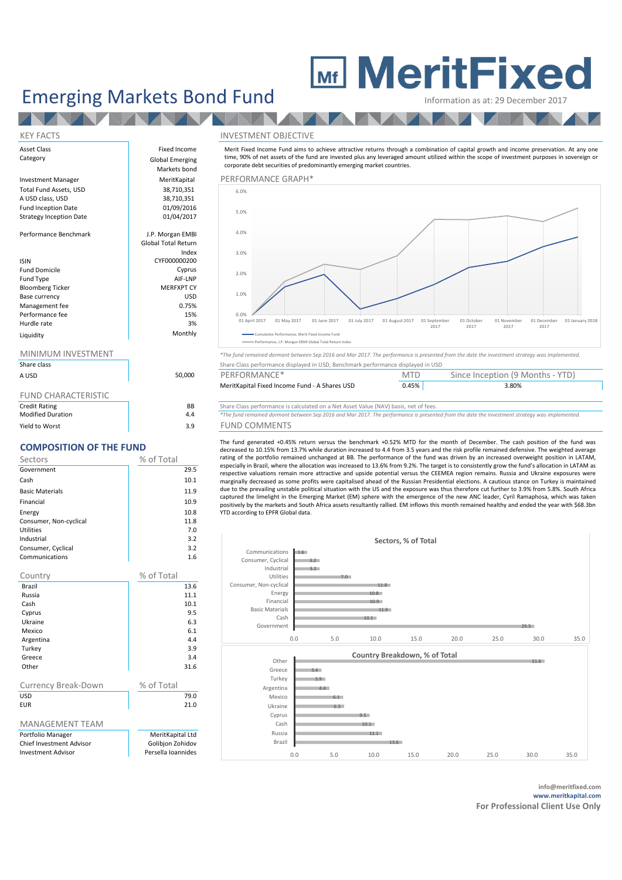# MeritFixed

# Emerging Markets Bond Fund

Information as at: 29 December 2017

## KEY FACTS

| | |
|---|---|
| Asset Class | Fixed Income |
| Category | Global Emerging Markets bond |
| Investment Manager | MeritKapital |
| Total Fund Assets, USD | 38,710,351 |
| A USD class, USD | 38,710,351 |
| Fund Inception Date | 01/09/2016 |
| Strategy Inception Date | 01/04/2017 |
| Performance Benchmark | J.P. Morgan EMBI Global Total Return Index |
| ISIN | CYF000000200 |
| Fund Domicile | Cyprus |
| Fund Type | AIF-LNP |
| Bloomberg Ticker | MERFXPT CY |
| Base currency | USD |
| Management fee | 0.75% |
| Performance fee | 15% |
| Hurdle rate | 3% |
| Liquidity | Monthly |

## MINIMUM INVESTMENT

| Share class | |
|---|---|
| A USD | 50,000 |

## FUND CHARACTERISTIC

| | |
|---|---|
| Credit Rating | BB |
| Modified Duration | 4.4 |
| Yield to Worst | 3.9 |

## COMPOSITION OF THE FUND

| Sectors | % of Total |
|---|---|
| Government | 29.5 |
| Cash | 10.1 |
| Basic Materials | 11.9 |
| Financial | 10.9 |
| Energy | 10.8 |
| Consumer, Non-cyclical | 11.8 |
| Utilities | 7.0 |
| Industrial | 3.2 |
| Consumer, Cyclical | 3.2 |
| Communications | 1.6 |

| Country | % of Total |
|---|---|
| Brazil | 13.6 |
| Russia | 11.1 |
| Cash | 10.1 |
| Cyprus | 9.5 |
| Ukraine | 6.3 |
| Mexico | 6.1 |
| Argentina | 4.4 |
| Turkey | 3.9 |
| Greece | 3.4 |
| Other | 31.6 |

| Currency Break-Down | % of Total |
|---|---|
| USD | 79.0 |
| EUR | 21.0 |

## MANAGEMENT TEAM

| | |
|---|---|
| Portfolio Manager | MeritKapital Ltd |
| Chief Investment Advisor | Golibjon Zohidov |
| Investment Advisor | Persella Ioannides |

## INVESTMENT OBJECTIVE

Merit Fixed Income Fund aims to achieve attractive returns through a combination of capital growth and income preservation. At any one time, 90% of net assets of the fund are invested plus any leveraged amount utilized within the scope of investment purposes in sovereign or corporate debt securities of predominantly emerging market countries.

## PERFORMANCE GRAPH*

Legend: Cumulative Performance, Merit Fixed Income Fund; Performance, J.P. Morgan EMBI Global Total Return Index

*The fund remained dormant between Sep 2016 and Mar 2017. The performance is presented from the date the investment strategy was implemented.

Share Class performance displayed in USD, Benchmark performance displayed in USD

| PERFORMANCE* | MTD | Since Inception (9 Months - YTD) |
|---|---|---|
| MeritKapital Fixed Income Fund - A Shares USD | 0.45% | 3.80% |

Share Class performance is calculated on a Net Asset Value (NAV) basis, net of fees.

*The fund remained dormant between Sep 2016 and Mar 2017. The performance is presented from the date the investment strategy was implemented.

## FUND COMMENTS

The fund generated +0.45% return versus the benchmark +0.52% MTD for the month of December. The cash position of the fund was decreased to 10.15% from 13.7% while duration increased to 4.4 from 3.5 years and the risk profile remained defensive. The weighted average rating of the portfolio remained unchanged at BB. The performance of the fund was driven by an increased overweight position in LATAM, especially in Brazil, where the allocation was increased to 13.6% from 9.2%. The target is to consistently grow the fund's allocation in LATAM as respective valuations remain more attractive and upside potential versus the CEEMEA region remains. Russia and Ukraine exposures were marginally decreased as some profits were capitalised ahead of the Russian Presidential elections. A cautious stance on Turkey is maintained due to the prevailing unstable political situation with the US and the exposure was thus therefore cut further to 3.9% from 5.8%. South Africa captured the limelight in the Emerging Market (EM) sphere with the emergence of the new ANC leader, Cyril Ramaphosa, which was taken positively by the markets and South Africa assets resultantly rallied. EM inflows this month remained healthy and ended the year with $68.3bn YTD according to EPFR Global data.

info@meritfixed.com
www.meritkapital.com
**For Professional Client Use Only**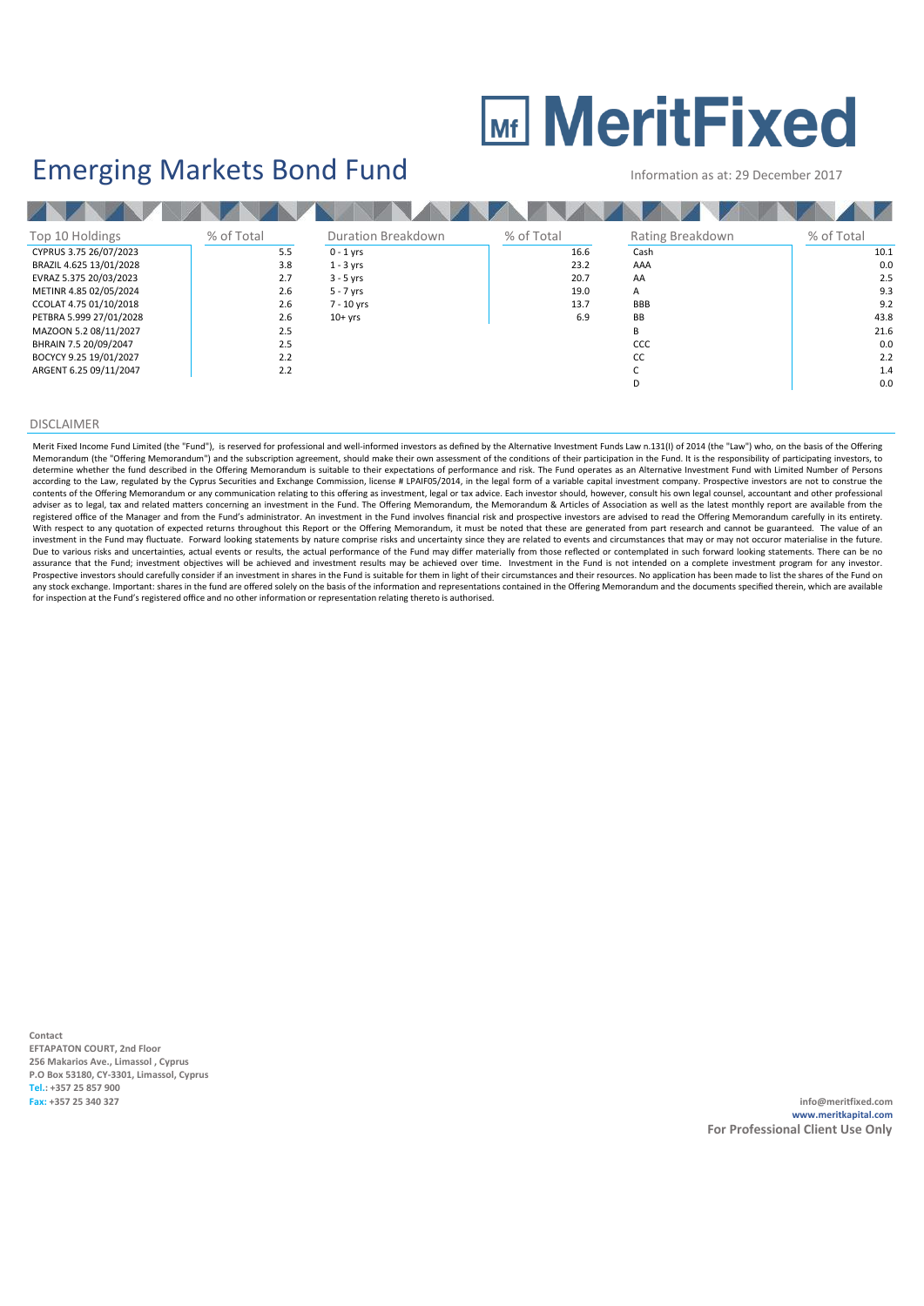# MeritFixed

## Emerging Markets Bond Fund

Information as at: 29 December 2017

| Top 10 Holdings | % of Total | Duration Breakdown | % of Total | Rating Breakdown | % of Total |
|---|---|---|---|---|---|
| CYPRUS 3.75 26/07/2023 | 5.5 | 0 - 1 yrs | 16.6 | Cash | 10.1 |
| BRAZIL 4.625 13/01/2028 | 3.8 | 1 - 3 yrs | 23.2 | AAA | 0.0 |
| EVRAZ 5.375 20/03/2023 | 2.7 | 3 - 5 yrs | 20.7 | AA | 2.5 |
| METINR 4.85 02/05/2024 | 2.6 | 5 - 7 yrs | 19.0 | A | 9.3 |
| CCOLAT 4.75 01/10/2018 | 2.6 | 7 - 10 yrs | 13.7 | BBB | 9.2 |
| PETBRA 5.999 27/01/2028 | 2.6 | 10+ yrs | 6.9 | BB | 43.8 |
| MAZOON 5.2 08/11/2027 | 2.5 | | | B | 21.6 |
| BHRAIN 7.5 20/09/2047 | 2.5 | | | CCC | 0.0 |
| BOCYCY 9.25 19/01/2027 | 2.2 | | | CC | 2.2 |
| ARGENT 6.25 09/11/2047 | 2.2 | | | C | 1.4 |
| | | | | D | 0.0 |

### DISCLAIMER

Merit Fixed Income Fund Limited (the "Fund"), is reserved for professional and well-informed investors as defined by the Alternative Investment Funds Law n.131(I) of 2014 (the "Law") who, on the basis of the Offering Memorandum (the "Offering Memorandum") and the subscription agreement, should make their own assessment of the conditions of their participation in the Fund. It is the responsibility of participating investors, to determine whether the fund described in the Offering Memorandum is suitable to their expectations of performance and risk. The Fund operates as an Alternative Investment Fund with Limited Number of Persons according to the Law, regulated by the Cyprus Securities and Exchange Commission, license # LPAIF05/2014, in the legal form of a variable capital investment company. Prospective investors are not to construe the contents of the Offering Memorandum or any communication relating to this offering as investment, legal or tax advice. Each investor should, however, consult his own legal counsel, accountant and other professional adviser as to legal, tax and related matters concerning an investment in the Fund. The Offering Memorandum, the Memorandum & Articles of Association as well as the latest monthly report are available from the registered office of the Manager and from the Fund's administrator. An investment in the Fund involves financial risk and prospective investors are advised to read the Offering Memorandum carefully in its entirety. With respect to any quotation of expected returns throughout this Report or the Offering Memorandum, it must be noted that these are generated from part research and cannot be guaranteed. The value of an investment in the Fund may fluctuate. Forward looking statements by nature comprise risks and uncertainty since they are related to events and circumstances that may or may not occuror materialise in the future. Due to various risks and uncertainties, actual events or results, the actual performance of the Fund may differ materially from those reflected or contemplated in such forward looking statements. There can be no assurance that the Fund; investment objectives will be achieved and investment results may be achieved over time. Investment in the Fund is not intended on a complete investment program for any investor. Prospective investors should carefully consider if an investment in shares in the Fund is suitable for them in light of their circumstances and their resources. No application has been made to list the shares of the Fund on any stock exchange. Important: shares in the fund are offered solely on the basis of the information and representations contained in the Offering Memorandum and the documents specified therein, which are available for inspection at the Fund's registered office and no other information or representation relating thereto is authorised.

**Contact**
**EFTAPATON COURT, 2nd Floor**
**256 Makarios Ave., Limassol , Cyprus**
**P.O Box 53180, CY-3301, Limassol, Cyprus**
**Tel.: +357 25 857 900**
**Fax: +357 25 340 327**

**info@meritfixed.com**
**www.meritkapital.com**
**For Professional Client Use Only**